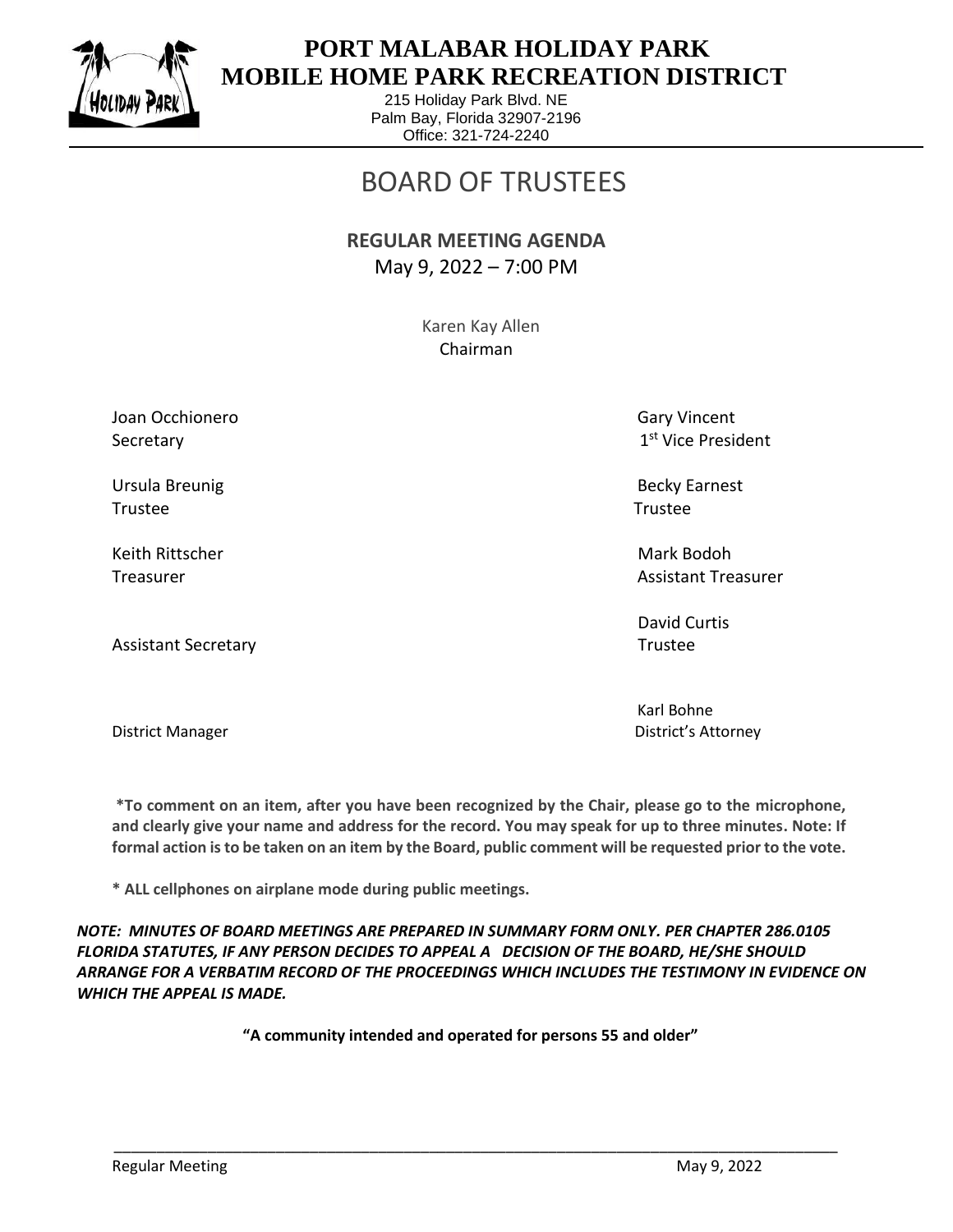# PORT MALABAR HOLIDAY PARK MOBILE HOME PARK RECREATION DISTRICT

215 Holiday Park Blvd. NE
Palm Bay, Florida 32907-2196
Office: 321-724-2240

## BOARD OF TRUSTEES

**REGULAR MEETING AGENDA**
May 9, 2022 – 7:00 PM

Karen Kay Allen
Chairman

| | |
|---|---|
| Joan Occhionero<br>Secretary | Gary Vincent<br>1st Vice President |
| Ursula Breunig<br>Trustee | Becky Earnest<br>Trustee |
| Keith Rittscher<br>Treasurer | Mark Bodoh<br>Assistant Treasurer |
| Assistant Secretary | David Curtis<br>Trustee |
| District Manager | Karl Bohne<br>District's Attorney |

**\*To comment on an item, after you have been recognized by the Chair, please go to the microphone, and clearly give your name and address for the record. You may speak for up to three minutes. Note: If formal action is to be taken on an item by the Board, public comment will be requested prior to the vote.**

**\* ALL cellphones on airplane mode during public meetings.**

***NOTE: MINUTES OF BOARD MEETINGS ARE PREPARED IN SUMMARY FORM ONLY. PER CHAPTER 286.0105 FLORIDA STATUTES, IF ANY PERSON DECIDES TO APPEAL A DECISION OF THE BOARD, HE/SHE SHOULD ARRANGE FOR A VERBATIM RECORD OF THE PROCEEDINGS WHICH INCLUDES THE TESTIMONY IN EVIDENCE ON WHICH THE APPEAL IS MADE.***

**"A community intended and operated for persons 55 and older"**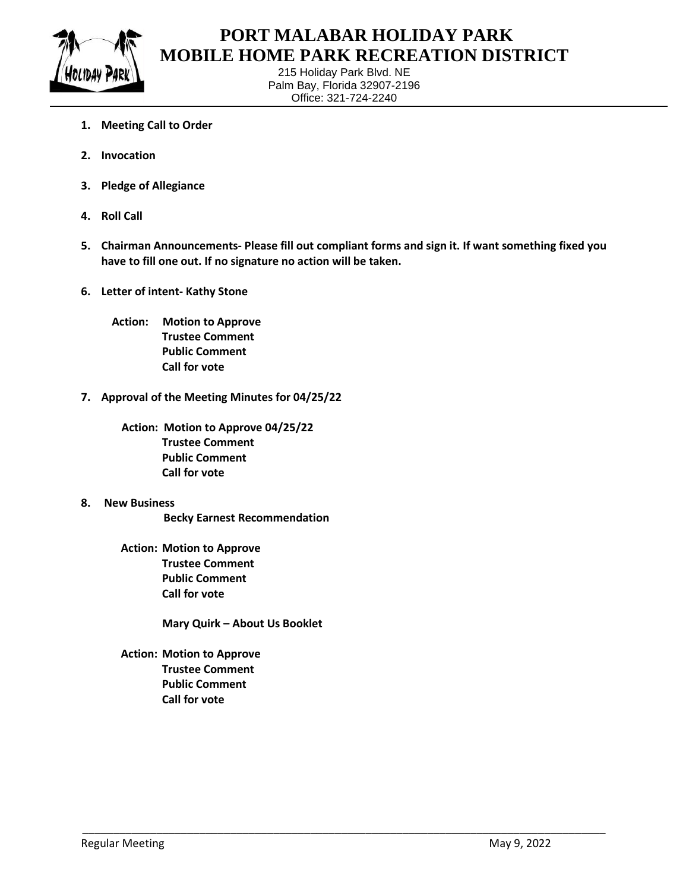# PORT MALABAR HOLIDAY PARK
# MOBILE HOME PARK RECREATION DISTRICT

215 Holiday Park Blvd. NE
Palm Bay, Florida 32907-2196
Office: 321-724-2240

1. **Meeting Call to Order**
2. **Invocation**
3. **Pledge of Allegiance**
4. **Roll Call**
5. **Chairman Announcements- Please fill out compliant forms and sign it. If want something fixed you have to fill one out. If no signature no action will be taken.**
6. **Letter of intent- Kathy Stone**

   **Action: Motion to Approve**
   **Trustee Comment**
   **Public Comment**
   **Call for vote**

7. **Approval of the Meeting Minutes for 04/25/22**

   **Action: Motion to Approve 04/25/22**
   **Trustee Comment**
   **Public Comment**
   **Call for vote**

8. **New Business**

   **Becky Earnest Recommendation**

   **Action: Motion to Approve**
   **Trustee Comment**
   **Public Comment**
   **Call for vote**

   **Mary Quirk – About Us Booklet**

   **Action: Motion to Approve**
   **Trustee Comment**
   **Public Comment**
   **Call for vote**

Regular Meeting May 9, 2022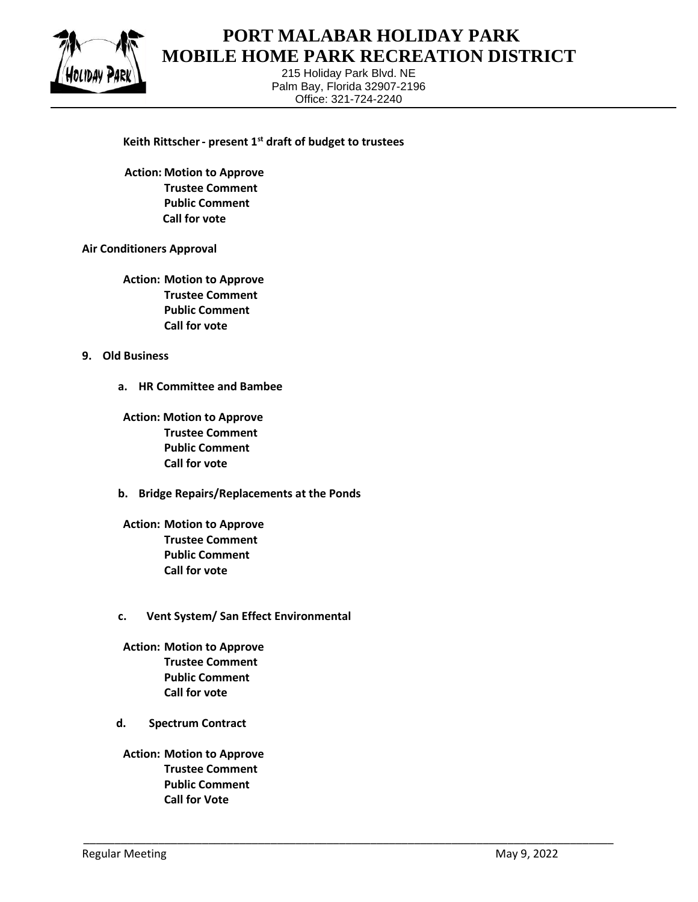**Keith Rittscher - present 1st draft of budget to trustees**

**Action: Motion to Approve**
**Trustee Comment**
**Public Comment**
**Call for vote**

**Air Conditioners Approval**

**Action: Motion to Approve**
**Trustee Comment**
**Public Comment**
**Call for vote**

**9. Old Business**

**a. HR Committee and Bambee**

**Action: Motion to Approve**
**Trustee Comment**
**Public Comment**
**Call for vote**

**b. Bridge Repairs/Replacements at the Ponds**

**Action: Motion to Approve**
**Trustee Comment**
**Public Comment**
**Call for vote**

**c. Vent System/ San Effect Environmental**

**Action: Motion to Approve**
**Trustee Comment**
**Public Comment**
**Call for vote**

**d. Spectrum Contract**

**Action: Motion to Approve**
**Trustee Comment**
**Public Comment**
**Call for Vote**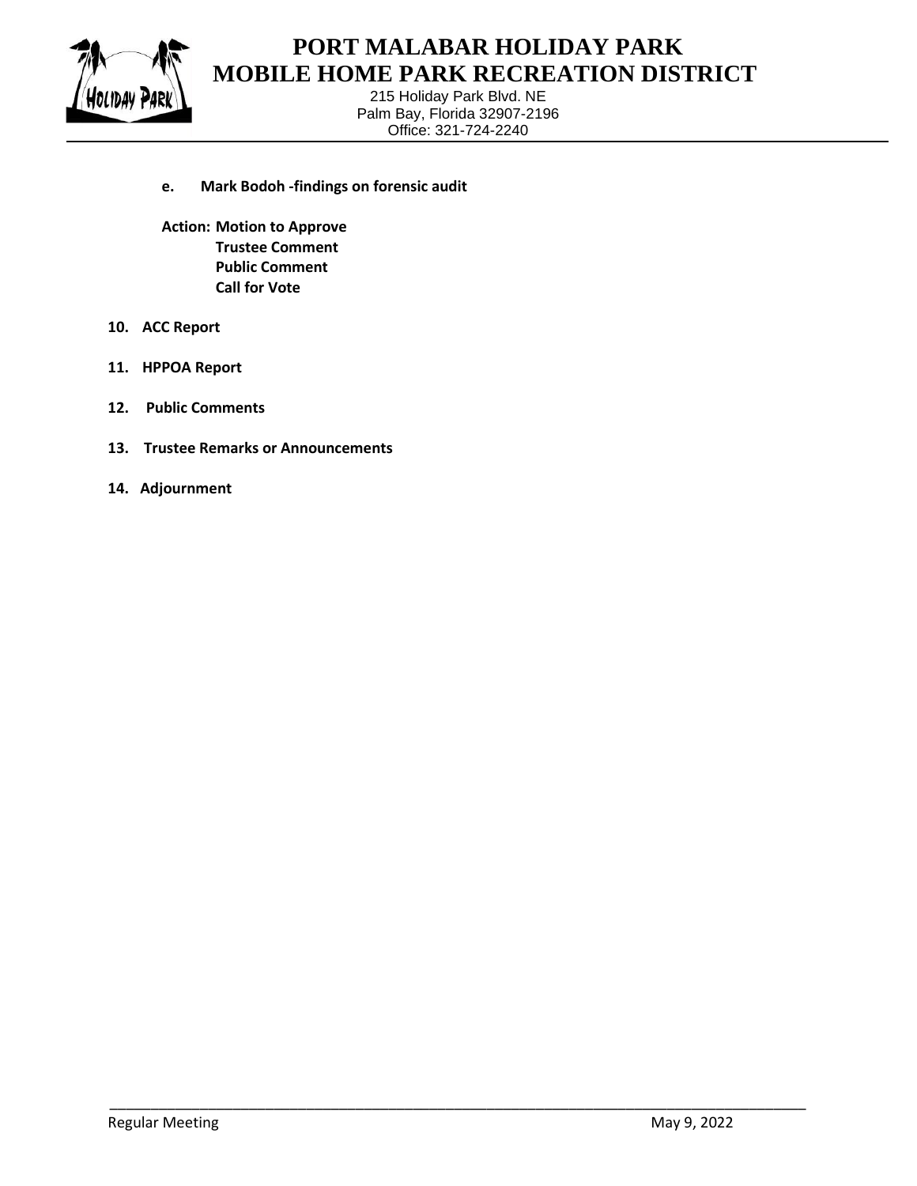**e. Mark Bodoh -findings on forensic audit**

**Action: Motion to Approve**
**Trustee Comment**
**Public Comment**
**Call for Vote**

**10. ACC Report**

**11. HPPOA Report**

**12. Public Comments**

**13. Trustee Remarks or Announcements**

**14. Adjournment**